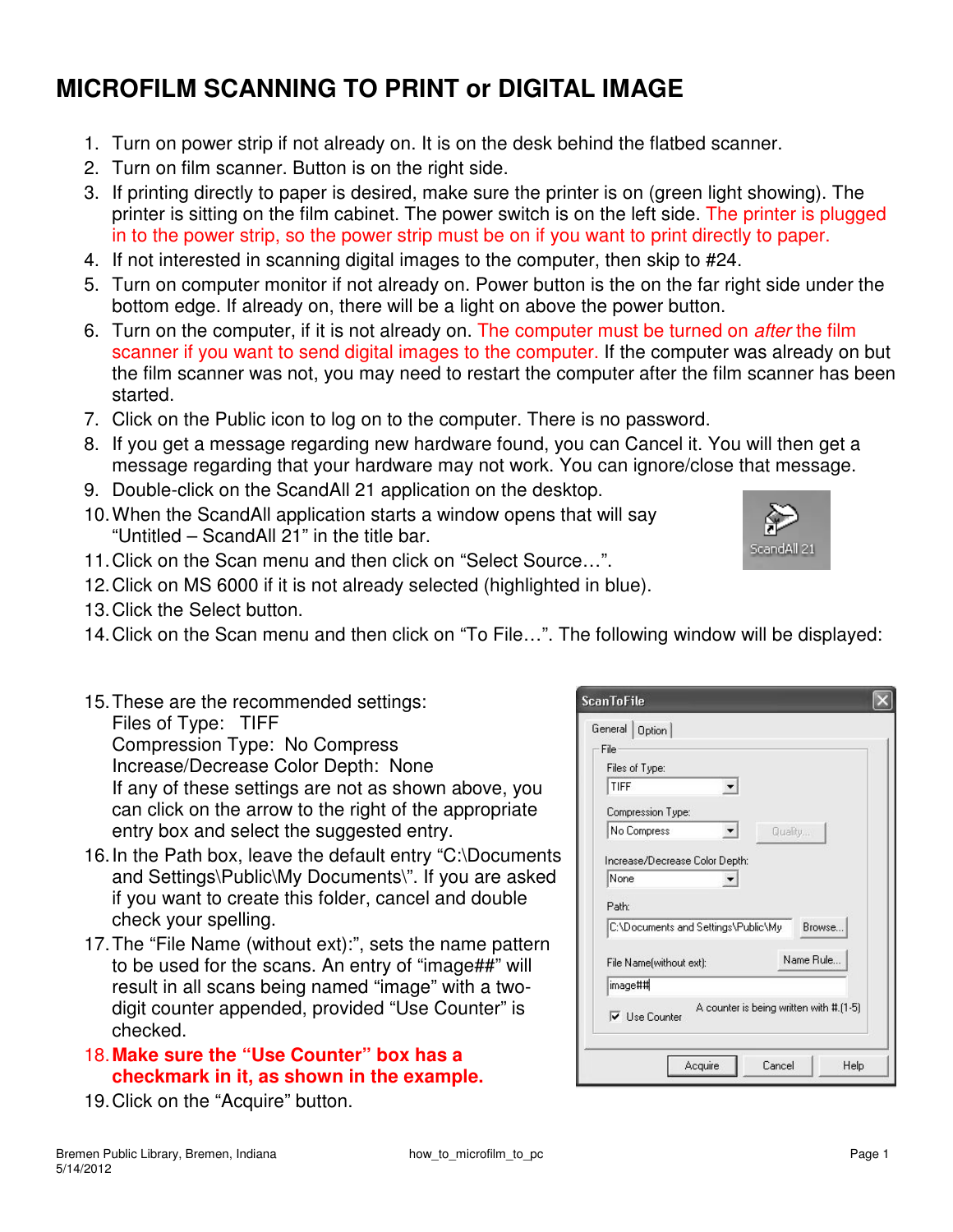# MICROFILM SCANNING TO PRINT or DIGITAL IMAGE

1. Turn on power strip if not already on. It is on the desk behind the flatbed scanner.
2. Turn on film scanner. Button is on the right side.
3. If printing directly to paper is desired, make sure the printer is on (green light showing). The printer is sitting on the film cabinet. The power switch is on the left side. The printer is plugged in to the power strip, so the power strip must be on if you want to print directly to paper.
4. If not interested in scanning digital images to the computer, then skip to #24.
5. Turn on computer monitor if not already on. Power button is the on the far right side under the bottom edge. If already on, there will be a light on above the power button.
6. Turn on the computer, if it is not already on. The computer must be turned on *after* the film scanner if you want to send digital images to the computer. If the computer was already on but the film scanner was not, you may need to restart the computer after the film scanner has been started.
7. Click on the Public icon to log on to the computer. There is no password.
8. If you get a message regarding new hardware found, you can Cancel it. You will then get a message regarding that your hardware may not work. You can ignore/close that message.
9. Double-click on the ScandAll 21 application on the desktop.
10. When the ScandAll application starts a window opens that will say "Untitled – ScandAll 21" in the title bar.
11. Click on the Scan menu and then click on "Select Source…".
12. Click on MS 6000 if it is not already selected (highlighted in blue).
13. Click the Select button.
14. Click on the Scan menu and then click on "To File…". The following window will be displayed:
15. These are the recommended settings:
    Files of Type: TIFF
    Compression Type: No Compress
    Increase/Decrease Color Depth: None
    If any of these settings are not as shown above, you can click on the arrow to the right of the appropriate entry box and select the suggested entry.
16. In the Path box, leave the default entry "C:\Documents and Settings\Public\My Documents\". If you are asked if you want to create this folder, cancel and double check your spelling.
17. The "File Name (without ext):", sets the name pattern to be used for the scans. An entry of "image##" will result in all scans being named "image" with a two-digit counter appended, provided "Use Counter" is checked.
18. **Make sure the "Use Counter" box has a checkmark in it, as shown in the example.**
19. Click on the "Acquire" button.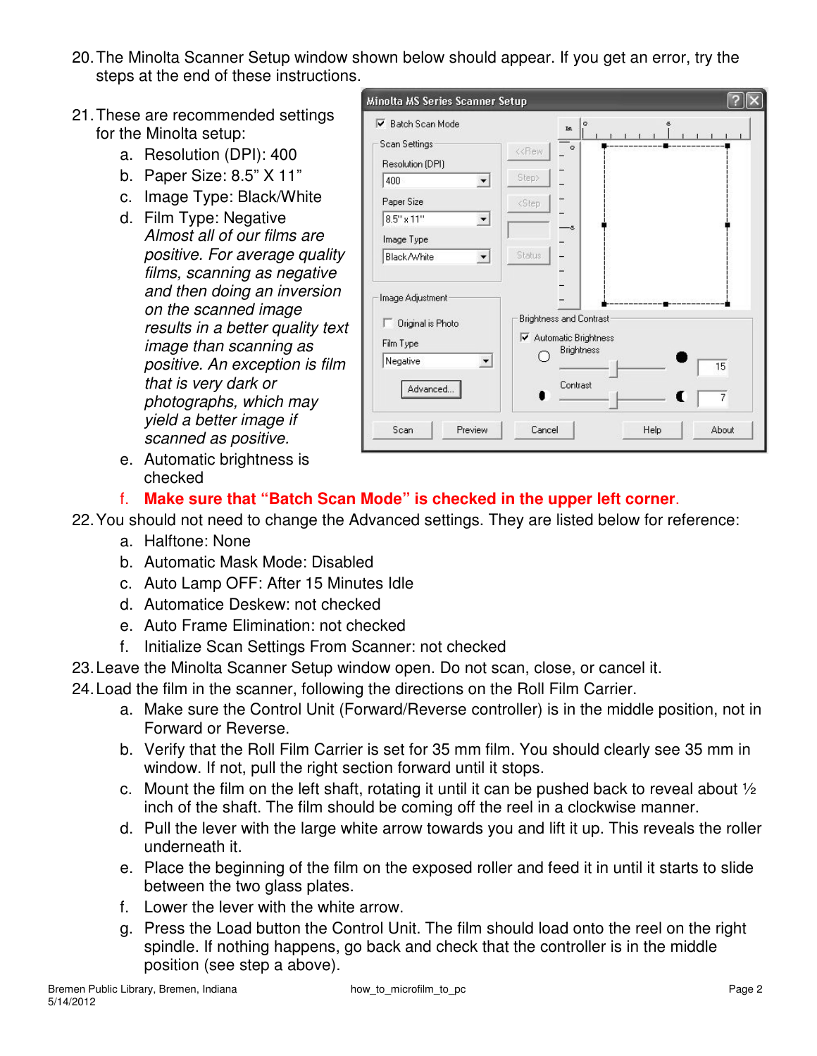20. The Minolta Scanner Setup window shown below should appear. If you get an error, try the steps at the end of these instructions.

21. These are recommended settings for the Minolta setup:
    a. Resolution (DPI): 400
    b. Paper Size: 8.5" X 11"
    c. Image Type: Black/White
    d. Film Type: Negative
       *Almost all of our films are positive. For average quality films, scanning as negative and then doing an inversion on the scanned image results in a better quality text image than scanning as positive. An exception is film that is very dark or photographs, which may yield a better image if scanned as positive.*
    e. Automatic brightness is checked
    f. **Make sure that "Batch Scan Mode" is checked in the upper left corner**.
22. You should not need to change the Advanced settings. They are listed below for reference:
    a. Halftone: None
    b. Automatic Mask Mode: Disabled
    c. Auto Lamp OFF: After 15 Minutes Idle
    d. Automatice Deskew: not checked
    e. Auto Frame Elimination: not checked
    f. Initialize Scan Settings From Scanner: not checked
23. Leave the Minolta Scanner Setup window open. Do not scan, close, or cancel it.
24. Load the film in the scanner, following the directions on the Roll Film Carrier.
    a. Make sure the Control Unit (Forward/Reverse controller) is in the middle position, not in Forward or Reverse.
    b. Verify that the Roll Film Carrier is set for 35 mm film. You should clearly see 35 mm in window. If not, pull the right section forward until it stops.
    c. Mount the film on the left shaft, rotating it until it can be pushed back to reveal about ½ inch of the shaft. The film should be coming off the reel in a clockwise manner.
    d. Pull the lever with the large white arrow towards you and lift it up. This reveals the roller underneath it.
    e. Place the beginning of the film on the exposed roller and feed it in until it starts to slide between the two glass plates.
    f. Lower the lever with the white arrow.
    g. Press the Load button the Control Unit. The film should load onto the reel on the right spindle. If nothing happens, go back and check that the controller is in the middle position (see step a above).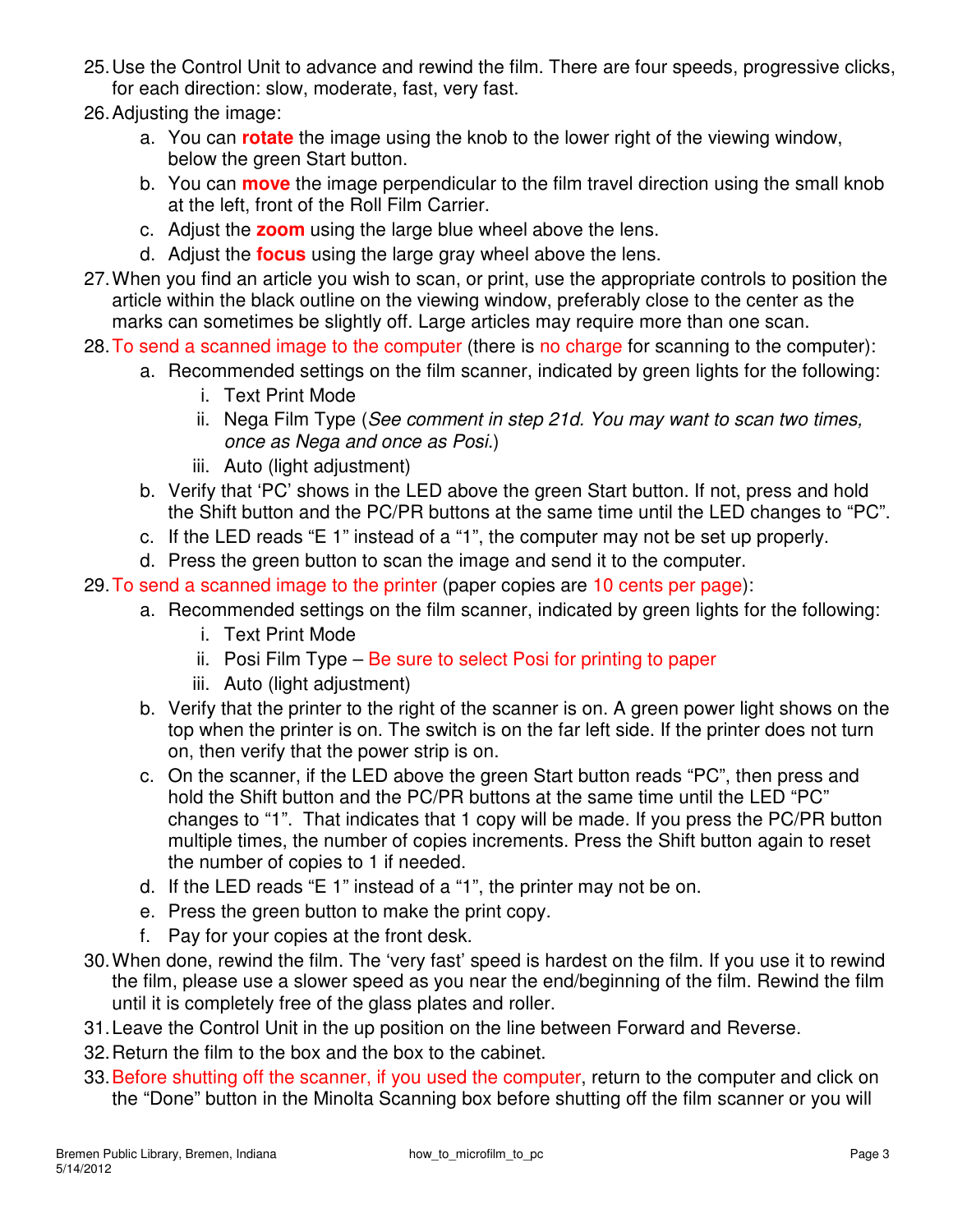25. Use the Control Unit to advance and rewind the film. There are four speeds, progressive clicks, for each direction: slow, moderate, fast, very fast.
26. Adjusting the image:
    a. You can **rotate** the image using the knob to the lower right of the viewing window, below the green Start button.
    b. You can **move** the image perpendicular to the film travel direction using the small knob at the left, front of the Roll Film Carrier.
    c. Adjust the **zoom** using the large blue wheel above the lens.
    d. Adjust the **focus** using the large gray wheel above the lens.
27. When you find an article you wish to scan, or print, use the appropriate controls to position the article within the black outline on the viewing window, preferably close to the center as the marks can sometimes be slightly off. Large articles may require more than one scan.
28. To send a scanned image to the computer (there is no charge for scanning to the computer):
    a. Recommended settings on the film scanner, indicated by green lights for the following:
        i. Text Print Mode
        ii. Nega Film Type (*See comment in step 21d. You may want to scan two times, once as Nega and once as Posi.*)
        iii. Auto (light adjustment)
    b. Verify that 'PC' shows in the LED above the green Start button. If not, press and hold the Shift button and the PC/PR buttons at the same time until the LED changes to "PC".
    c. If the LED reads "E 1" instead of a "1", the computer may not be set up properly.
    d. Press the green button to scan the image and send it to the computer.
29. To send a scanned image to the printer (paper copies are 10 cents per page):
    a. Recommended settings on the film scanner, indicated by green lights for the following:
        i. Text Print Mode
        ii. Posi Film Type – Be sure to select Posi for printing to paper
        iii. Auto (light adjustment)
    b. Verify that the printer to the right of the scanner is on. A green power light shows on the top when the printer is on. The switch is on the far left side. If the printer does not turn on, then verify that the power strip is on.
    c. On the scanner, if the LED above the green Start button reads "PC", then press and hold the Shift button and the PC/PR buttons at the same time until the LED "PC" changes to "1". That indicates that 1 copy will be made. If you press the PC/PR button multiple times, the number of copies increments. Press the Shift button again to reset the number of copies to 1 if needed.
    d. If the LED reads "E 1" instead of a "1", the printer may not be on.
    e. Press the green button to make the print copy.
    f. Pay for your copies at the front desk.
30. When done, rewind the film. The 'very fast' speed is hardest on the film. If you use it to rewind the film, please use a slower speed as you near the end/beginning of the film. Rewind the film until it is completely free of the glass plates and roller.
31. Leave the Control Unit in the up position on the line between Forward and Reverse.
32. Return the film to the box and the box to the cabinet.
33. Before shutting off the scanner, if you used the computer, return to the computer and click on the "Done" button in the Minolta Scanning box before shutting off the film scanner or you will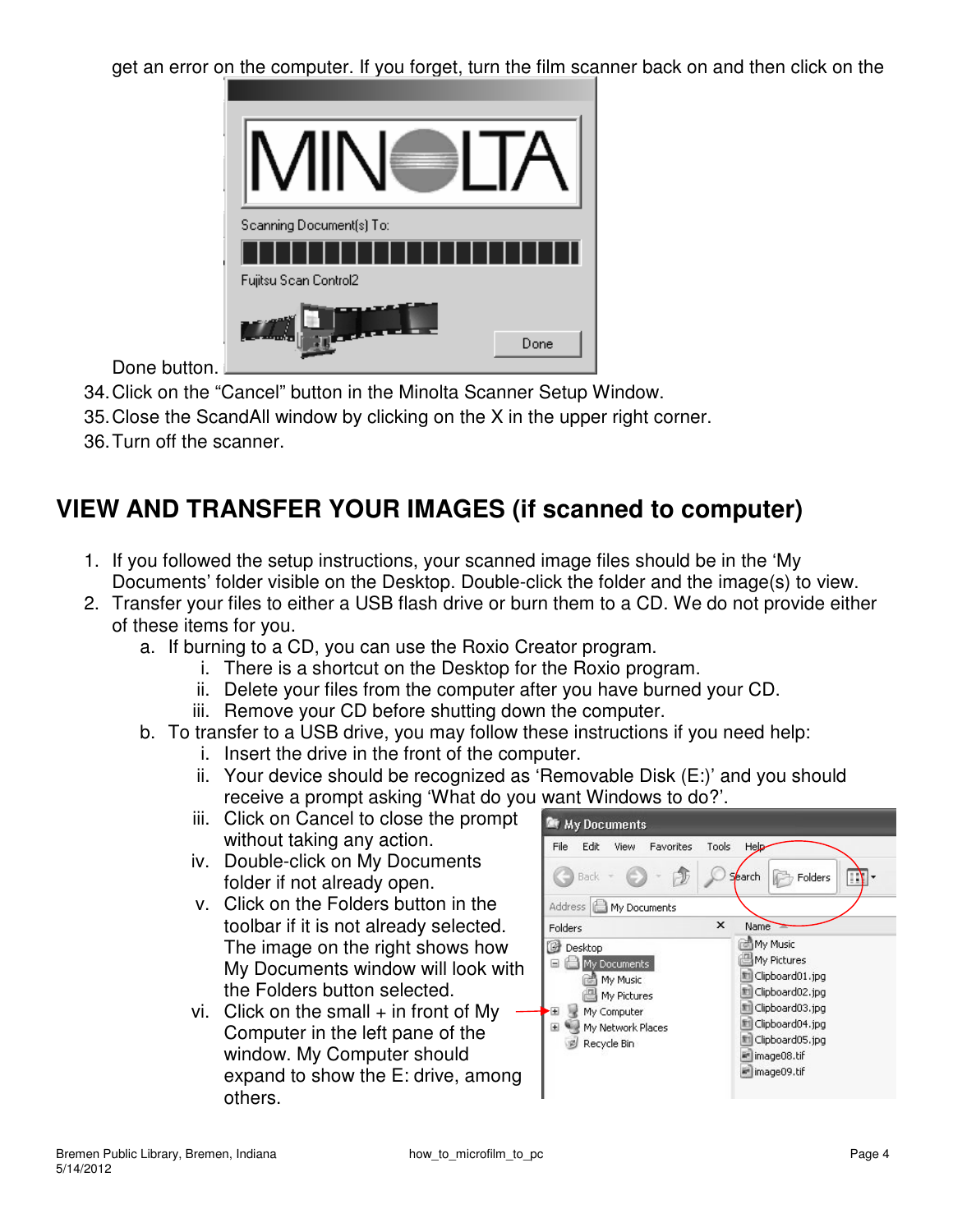get an error on the computer. If you forget, turn the film scanner back on and then click on the Done button.

34. Click on the "Cancel" button in the Minolta Scanner Setup Window.
35. Close the ScandAll window by clicking on the X in the upper right corner.
36. Turn off the scanner.

## VIEW AND TRANSFER YOUR IMAGES (if scanned to computer)

1. If you followed the setup instructions, your scanned image files should be in the 'My Documents' folder visible on the Desktop. Double-click the folder and the image(s) to view.
2. Transfer your files to either a USB flash drive or burn them to a CD. We do not provide either of these items for you.
   a. If burning to a CD, you can use the Roxio Creator program.
      i. There is a shortcut on the Desktop for the Roxio program.
      ii. Delete your files from the computer after you have burned your CD.
      iii. Remove your CD before shutting down the computer.
   b. To transfer to a USB drive, you may follow these instructions if you need help:
      i. Insert the drive in the front of the computer.
      ii. Your device should be recognized as 'Removable Disk (E:)' and you should receive a prompt asking 'What do you want Windows to do?'.
      iii. Click on Cancel to close the prompt without taking any action.
      iv. Double-click on My Documents folder if not already open.
      v. Click on the Folders button in the toolbar if it is not already selected. The image on the right shows how My Documents window will look with the Folders button selected.
      vi. Click on the small + in front of My Computer in the left pane of the window. My Computer should expand to show the E: drive, among others.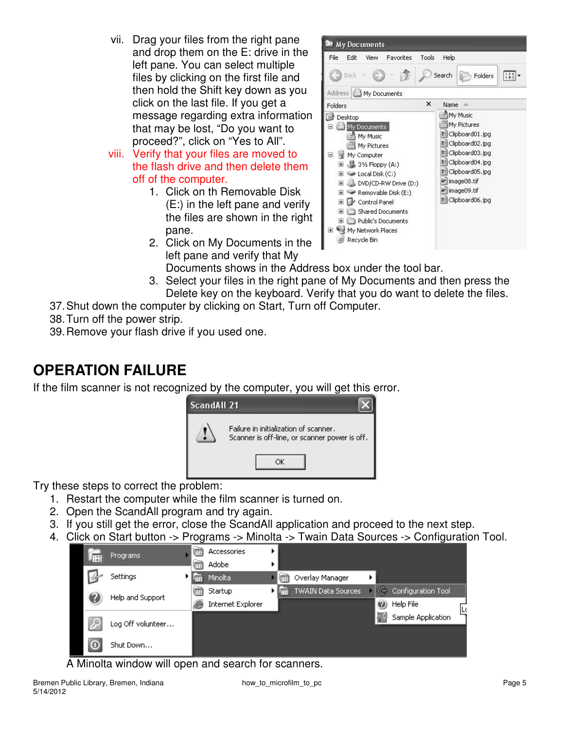vii. Drag your files from the right pane and drop them on the E: drive in the left pane. You can select multiple files by clicking on the first file and then hold the Shift key down as you click on the last file. If you get a message regarding extra information that may be lost, "Do you want to proceed?", click on "Yes to All".

viii. Verify that your files are moved to the flash drive and then delete them off of the computer.

1. Click on th Removable Disk (E:) in the left pane and verify the files are shown in the right pane.
2. Click on My Documents in the left pane and verify that My Documents shows in the Address box under the tool bar.
3. Select your files in the right pane of My Documents and then press the Delete key on the keyboard. Verify that you do want to delete the files.

37. Shut down the computer by clicking on Start, Turn off Computer.
38. Turn off the power strip.
39. Remove your flash drive if you used one.

## OPERATION FAILURE

If the film scanner is not recognized by the computer, you will get this error.

Try these steps to correct the problem:

1. Restart the computer while the film scanner is turned on.
2. Open the ScandAll program and try again.
3. If you still get the error, close the ScandAll application and proceed to the next step.
4. Click on Start button -> Programs -> Minolta -> Twain Data Sources -> Configuration Tool.

A Minolta window will open and search for scanners.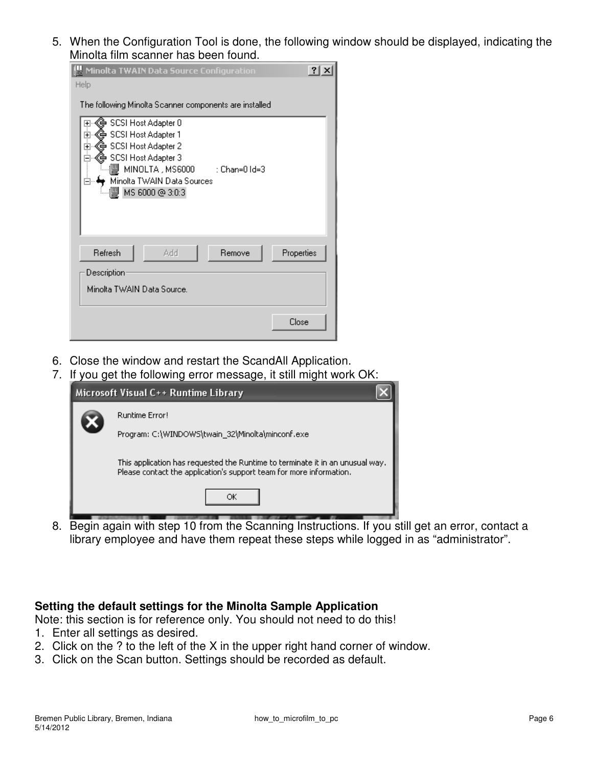5. When the Configuration Tool is done, the following window should be displayed, indicating the Minolta film scanner has been found.

6. Close the window and restart the ScandAll Application.
7. If you get the following error message, it still might work OK:

8. Begin again with step 10 from the Scanning Instructions. If you still get an error, contact a library employee and have them repeat these steps while logged in as "administrator".

**Setting the default settings for the Minolta Sample Application**

Note: this section is for reference only. You should not need to do this!

1. Enter all settings as desired.
2. Click on the ? to the left of the X in the upper right hand corner of window.
3. Click on the Scan button. Settings should be recorded as default.